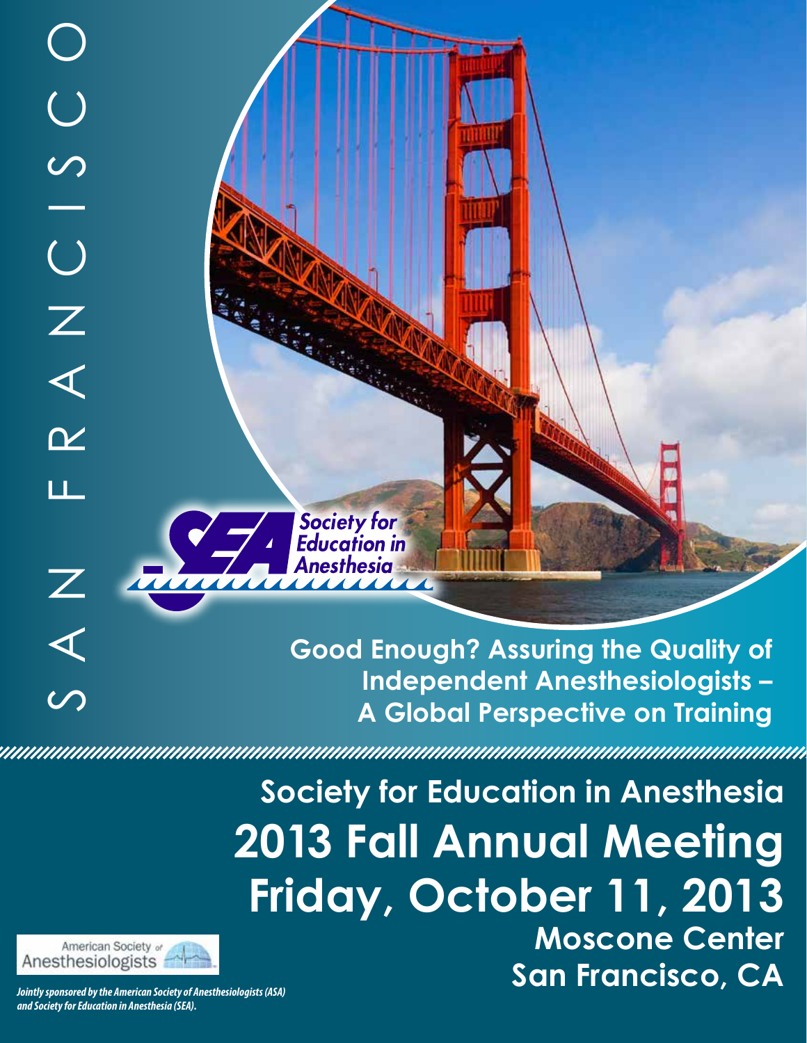SAN FRANCISCO

Society for Education in Anesthesia

**Good Enough? Assuring the Quality of Independent Anesthesiologists – A Global Perspective on Training**

## Society for Education in Anesthesia

# 2013 Fall Annual Meeting

# Friday, October 11, 2013

## Moscone Center

## San Francisco, CA

American Society of Anesthesiologists

*Jointly sponsored by the American Society of Anesthesiologists (ASA) and Society for Education in Anesthesia (SEA).*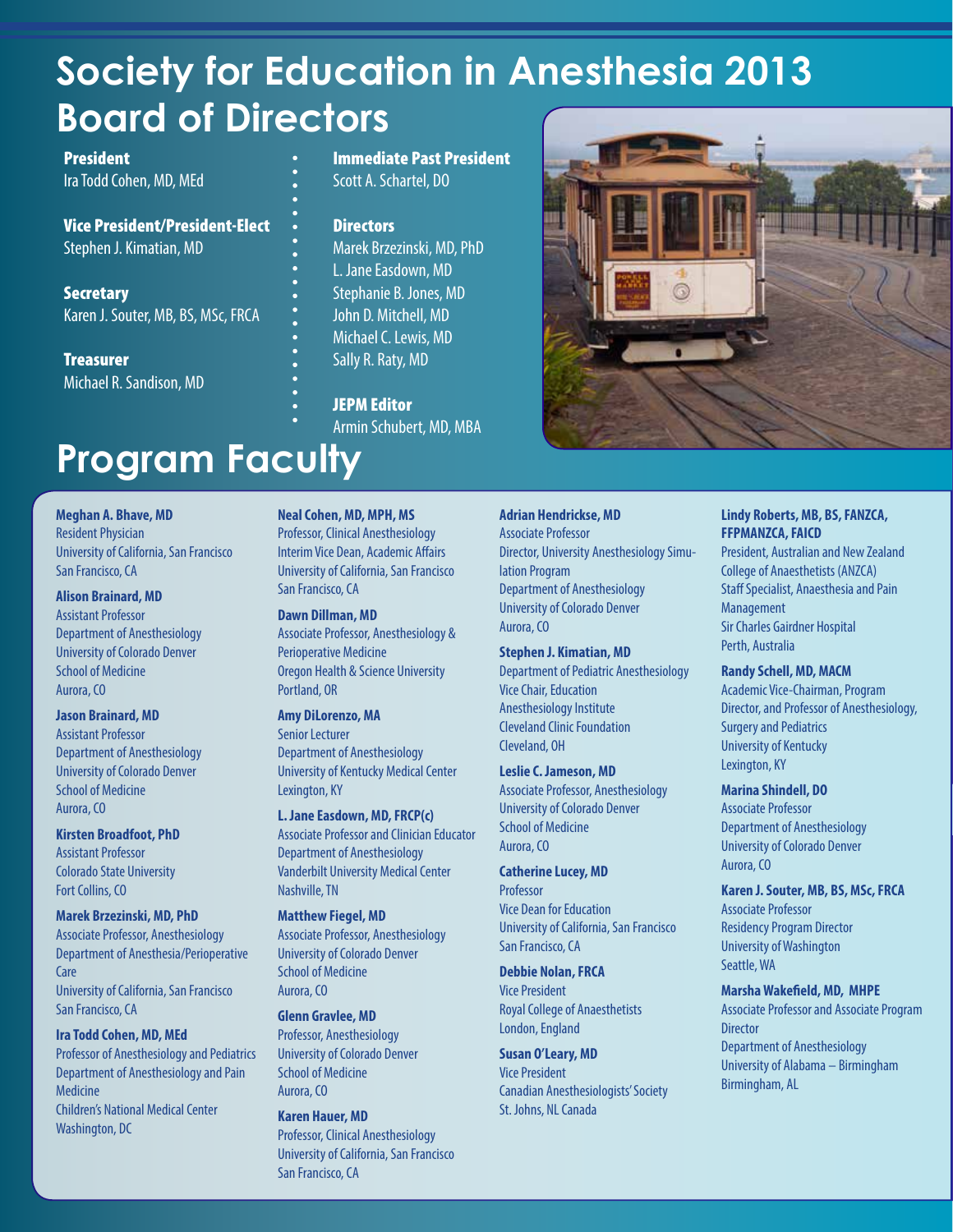# Society for Education in Anesthesia 2013 Board of Directors

**President**
Ira Todd Cohen, MD, MEd

**Vice President/President-Elect**
Stephen J. Kimatian, MD

**Secretary**
Karen J. Souter, MB, BS, MSc, FRCA

**Treasurer**
Michael R. Sandison, MD

**Immediate Past President**
Scott A. Schartel, DO

**Directors**
Marek Brzezinski, MD, PhD
L. Jane Easdown, MD
Stephanie B. Jones, MD
John D. Mitchell, MD
Michael C. Lewis, MD
Sally R. Raty, MD

**JEPM Editor**
Armin Schubert, MD, MBA

# Program Faculty

**Meghan A. Bhave, MD**
Resident Physician
University of California, San Francisco
San Francisco, CA

**Alison Brainard, MD**
Assistant Professor
Department of Anesthesiology
University of Colorado Denver
School of Medicine
Aurora, CO

**Jason Brainard, MD**
Assistant Professor
Department of Anesthesiology
University of Colorado Denver
School of Medicine
Aurora, CO

**Kirsten Broadfoot, PhD**
Assistant Professor
Colorado State University
Fort Collins, CO

**Marek Brzezinski, MD, PhD**
Associate Professor, Anesthesiology
Department of Anesthesia/Perioperative Care
University of California, San Francisco
San Francisco, CA

**Ira Todd Cohen, MD, MEd**
Professor of Anesthesiology and Pediatrics
Department of Anesthesiology and Pain Medicine
Children's National Medical Center
Washington, DC

**Neal Cohen, MD, MPH, MS**
Professor, Clinical Anesthesiology
Interim Vice Dean, Academic Affairs
University of California, San Francisco
San Francisco, CA

**Dawn Dillman, MD**
Associate Professor, Anesthesiology & Perioperative Medicine
Oregon Health & Science University
Portland, OR

**Amy DiLorenzo, MA**
Senior Lecturer
Department of Anesthesiology
University of Kentucky Medical Center
Lexington, KY

**L. Jane Easdown, MD, FRCP(c)**
Associate Professor and Clinician Educator
Department of Anesthesiology
Vanderbilt University Medical Center
Nashville, TN

**Matthew Fiegel, MD**
Associate Professor, Anesthesiology
University of Colorado Denver
School of Medicine
Aurora, CO

**Glenn Gravlee, MD**
Professor, Anesthesiology
University of Colorado Denver
School of Medicine
Aurora, CO

**Karen Hauer, MD**
Professor, Clinical Anesthesiology
University of California, San Francisco
San Francisco, CA

**Adrian Hendrickse, MD**
Associate Professor
Director, University Anesthesiology Simulation Program
Department of Anesthesiology
University of Colorado Denver
Aurora, CO

**Stephen J. Kimatian, MD**
Department of Pediatric Anesthesiology
Vice Chair, Education
Anesthesiology Institute
Cleveland Clinic Foundation
Cleveland, OH

**Leslie C. Jameson, MD**
Associate Professor, Anesthesiology
University of Colorado Denver
School of Medicine
Aurora, CO

**Catherine Lucey, MD**
Professor
Vice Dean for Education
University of California, San Francisco
San Francisco, CA

**Debbie Nolan, FRCA**
Vice President
Royal College of Anaesthetists
London, England

**Susan O'Leary, MD**
Vice President
Canadian Anesthesiologists' Society
St. Johns, NL Canada

**Lindy Roberts, MB, BS, FANZCA, FFPMANZCA, FAICD**
President, Australian and New Zealand College of Anaesthetists (ANZCA)
Staff Specialist, Anaesthesia and Pain Management
Sir Charles Gairdner Hospital
Perth, Australia

**Randy Schell, MD, MACM**
Academic Vice-Chairman, Program Director, and Professor of Anesthesiology, Surgery and Pediatrics
University of Kentucky
Lexington, KY

**Marina Shindell, DO**
Associate Professor
Department of Anesthesiology
University of Colorado Denver
Aurora, CO

**Karen J. Souter, MB, BS, MSc, FRCA**
Associate Professor
Residency Program Director
University of Washington
Seattle, WA

**Marsha Wakefield, MD, MHPE**
Associate Professor and Associate Program Director
Department of Anesthesiology
University of Alabama – Birmingham
Birmingham, AL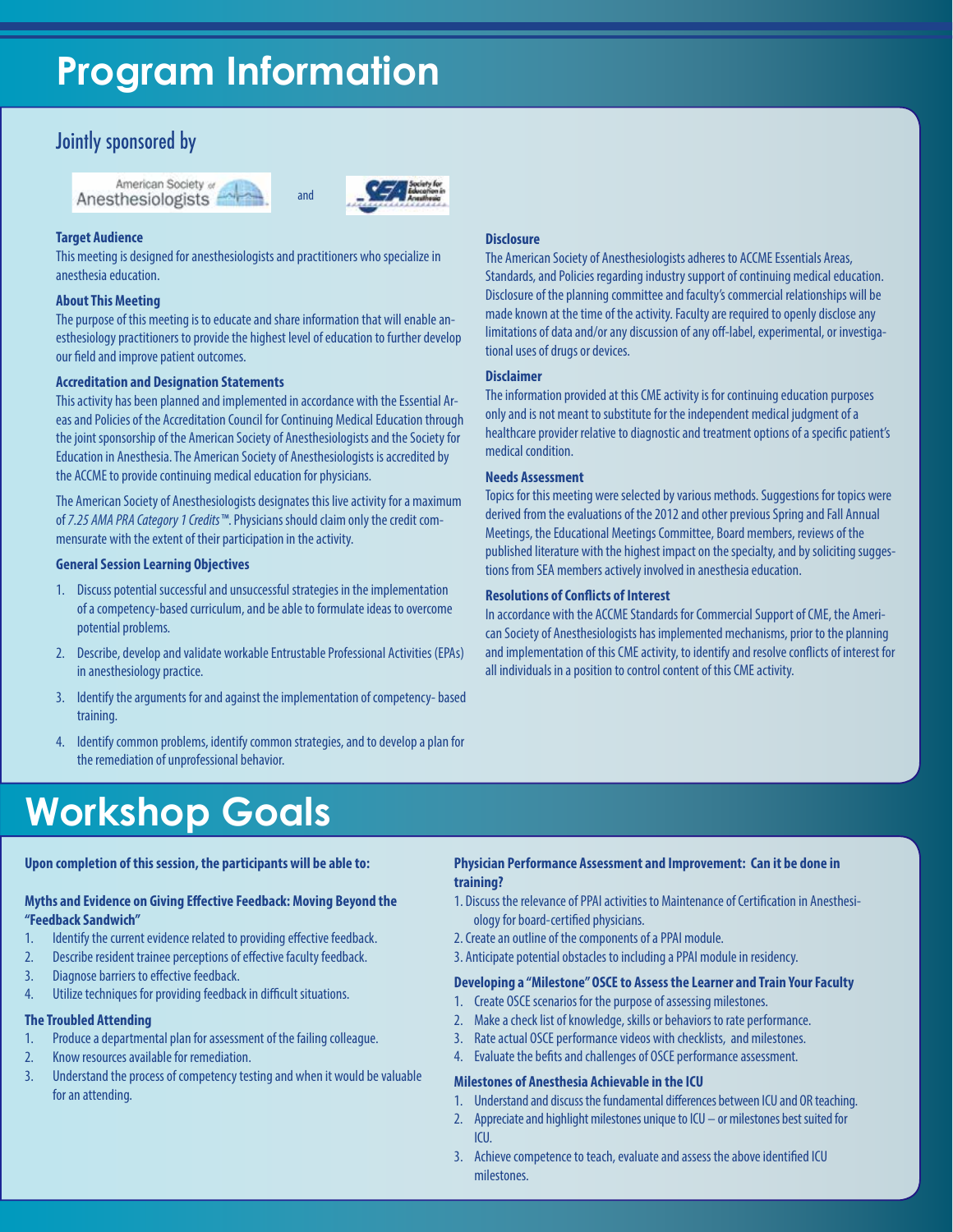# Program Information

## Jointly sponsored by

American Society of Anesthesiologists and Society for Education in Anesthesia

**Target Audience**

This meeting is designed for anesthesiologists and practitioners who specialize in anesthesia education.

**About This Meeting**

The purpose of this meeting is to educate and share information that will enable anesthesiology practitioners to provide the highest level of education to further develop our field and improve patient outcomes.

**Accreditation and Designation Statements**

This activity has been planned and implemented in accordance with the Essential Areas and Policies of the Accreditation Council for Continuing Medical Education through the joint sponsorship of the American Society of Anesthesiologists and the Society for Education in Anesthesia. The American Society of Anesthesiologists is accredited by the ACCME to provide continuing medical education for physicians.

The American Society of Anesthesiologists designates this live activity for a maximum of *7.25 AMA PRA Category 1 Credits*™. Physicians should claim only the credit commensurate with the extent of their participation in the activity.

**General Session Learning Objectives**

1. Discuss potential successful and unsuccessful strategies in the implementation of a competency-based curriculum, and be able to formulate ideas to overcome potential problems.
2. Describe, develop and validate workable Entrustable Professional Activities (EPAs) in anesthesiology practice.
3. Identify the arguments for and against the implementation of competency- based training.
4. Identify common problems, identify common strategies, and to develop a plan for the remediation of unprofessional behavior.

**Disclosure**

The American Society of Anesthesiologists adheres to ACCME Essentials Areas, Standards, and Policies regarding industry support of continuing medical education. Disclosure of the planning committee and faculty's commercial relationships will be made known at the time of the activity. Faculty are required to openly disclose any limitations of data and/or any discussion of any off-label, experimental, or investigational uses of drugs or devices.

**Disclaimer**

The information provided at this CME activity is for continuing education purposes only and is not meant to substitute for the independent medical judgment of a healthcare provider relative to diagnostic and treatment options of a specific patient's medical condition.

**Needs Assessment**

Topics for this meeting were selected by various methods. Suggestions for topics were derived from the evaluations of the 2012 and other previous Spring and Fall Annual Meetings, the Educational Meetings Committee, Board members, reviews of the published literature with the highest impact on the specialty, and by soliciting suggestions from SEA members actively involved in anesthesia education.

**Resolutions of Conflicts of Interest**

In accordance with the ACCME Standards for Commercial Support of CME, the American Society of Anesthesiologists has implemented mechanisms, prior to the planning and implementation of this CME activity, to identify and resolve conflicts of interest for all individuals in a position to control content of this CME activity.

# Workshop Goals

**Upon completion of this session, the participants will be able to:**

**Myths and Evidence on Giving Effective Feedback: Moving Beyond the "Feedback Sandwich"**

1. Identify the current evidence related to providing effective feedback.
2. Describe resident trainee perceptions of effective faculty feedback.
3. Diagnose barriers to effective feedback.
4. Utilize techniques for providing feedback in difficult situations.

**The Troubled Attending**

1. Produce a departmental plan for assessment of the failing colleague.
2. Know resources available for remediation.
3. Understand the process of competency testing and when it would be valuable for an attending.

**Physician Performance Assessment and Improvement: Can it be done in training?**

1. Discuss the relevance of PPAI activities to Maintenance of Certification in Anesthesiology for board-certified physicians.
2. Create an outline of the components of a PPAI module.
3. Anticipate potential obstacles to including a PPAI module in residency.

**Developing a "Milestone" OSCE to Assess the Learner and Train Your Faculty**

1. Create OSCE scenarios for the purpose of assessing milestones.
2. Make a check list of knowledge, skills or behaviors to rate performance.
3. Rate actual OSCE performance videos with checklists, and milestones.
4. Evaluate the befits and challenges of OSCE performance assessment.

**Milestones of Anesthesia Achievable in the ICU**

1. Understand and discuss the fundamental differences between ICU and OR teaching.
2. Appreciate and highlight milestones unique to ICU – or milestones best suited for ICU.
3. Achieve competence to teach, evaluate and assess the above identified ICU milestones.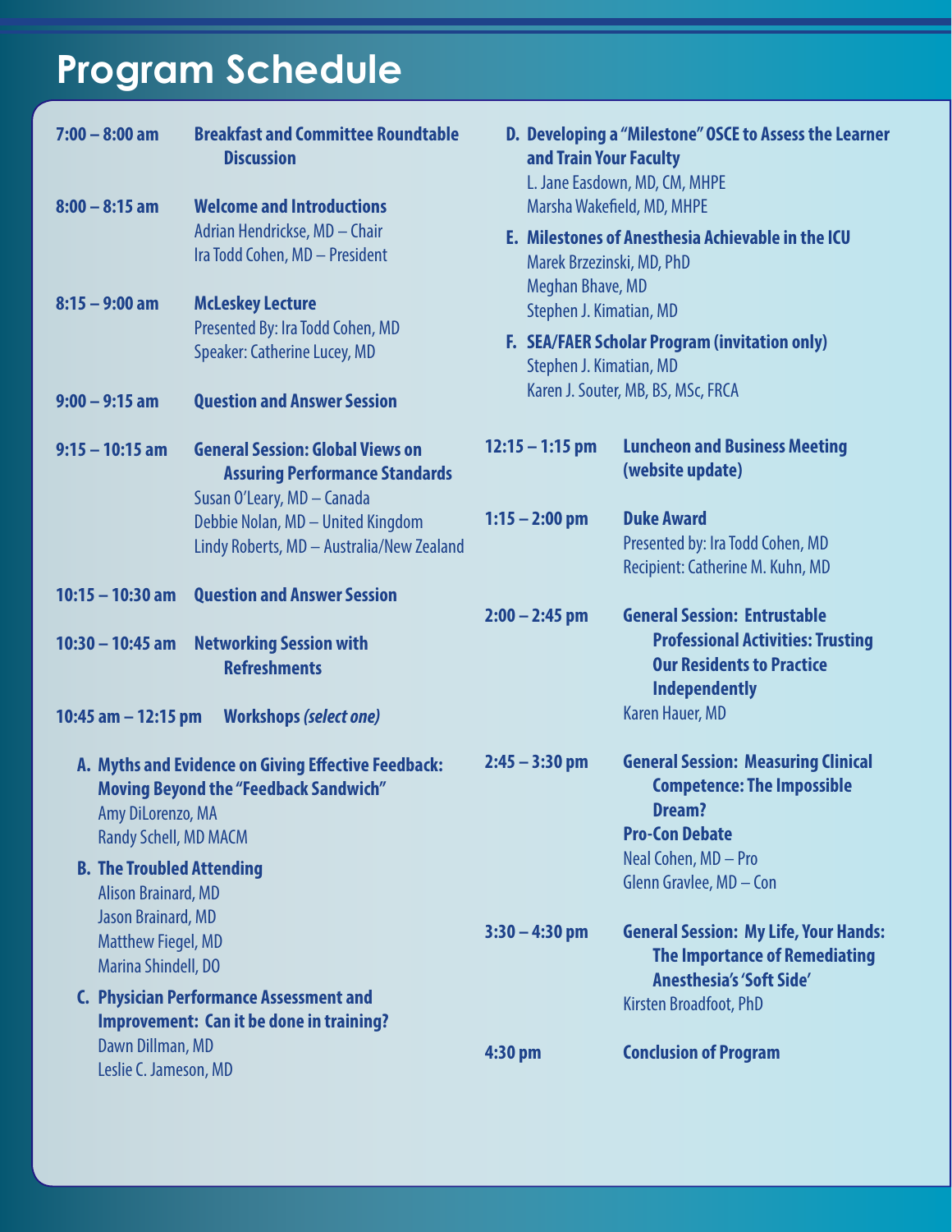# Program Schedule

**7:00 – 8:00 am** **Breakfast and Committee Roundtable Discussion**

**8:00 – 8:15 am** **Welcome and Introductions**
Adrian Hendrickse, MD – Chair
Ira Todd Cohen, MD – President

**8:15 – 9:00 am** **McLeskey Lecture**
Presented By: Ira Todd Cohen, MD
Speaker: Catherine Lucey, MD

**9:00 – 9:15 am** **Question and Answer Session**

**9:15 – 10:15 am** **General Session: Global Views on Assuring Performance Standards**
Susan O'Leary, MD – Canada
Debbie Nolan, MD – United Kingdom
Lindy Roberts, MD – Australia/New Zealand

**10:15 – 10:30 am** **Question and Answer Session**

**10:30 – 10:45 am** **Networking Session with Refreshments**

**10:45 am – 12:15 pm** **Workshops *(select one)***

**A. Myths and Evidence on Giving Effective Feedback: Moving Beyond the "Feedback Sandwich"**
Amy DiLorenzo, MA
Randy Schell, MD MACM

**B. The Troubled Attending**
Alison Brainard, MD
Jason Brainard, MD
Matthew Fiegel, MD
Marina Shindell, DO

**C. Physician Performance Assessment and Improvement: Can it be done in training?**
Dawn Dillman, MD
Leslie C. Jameson, MD

**D. Developing a "Milestone" OSCE to Assess the Learner and Train Your Faculty**
L. Jane Easdown, MD, CM, MHPE
Marsha Wakefield, MD, MHPE

**E. Milestones of Anesthesia Achievable in the ICU**
Marek Brzezinski, MD, PhD
Meghan Bhave, MD
Stephen J. Kimatian, MD

**F. SEA/FAER Scholar Program (invitation only)**
Stephen J. Kimatian, MD
Karen J. Souter, MB, BS, MSc, FRCA

**12:15 – 1:15 pm** **Luncheon and Business Meeting (website update)**

**1:15 – 2:00 pm** **Duke Award**
Presented by: Ira Todd Cohen, MD
Recipient: Catherine M. Kuhn, MD

**2:00 – 2:45 pm** **General Session: Entrustable Professional Activities: Trusting Our Residents to Practice Independently**
Karen Hauer, MD

**2:45 – 3:30 pm** **General Session: Measuring Clinical Competence: The Impossible Dream?**
**Pro-Con Debate**
Neal Cohen, MD – Pro
Glenn Gravlee, MD – Con

**3:30 – 4:30 pm** **General Session: My Life, Your Hands: The Importance of Remediating Anesthesia's 'Soft Side'**
Kirsten Broadfoot, PhD

**4:30 pm** **Conclusion of Program**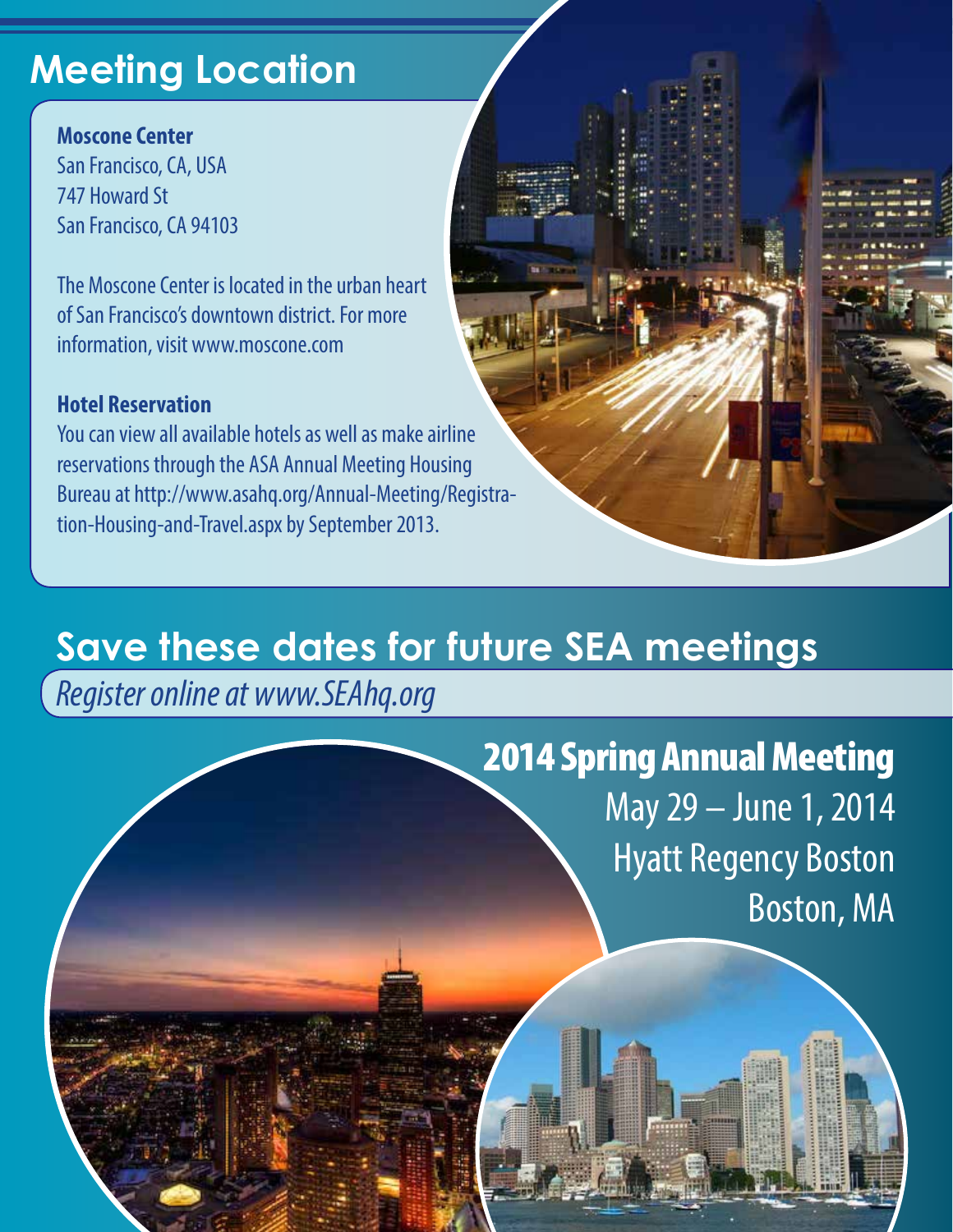## Meeting Location

**Moscone Center**
San Francisco, CA, USA
747 Howard St
San Francisco, CA 94103

The Moscone Center is located in the urban heart of San Francisco's downtown district. For more information, visit www.moscone.com

**Hotel Reservation**
You can view all available hotels as well as make airline reservations through the ASA Annual Meeting Housing Bureau at http://www.asahq.org/Annual-Meeting/Registration-Housing-and-Travel.aspx by September 2013.

## Save these dates for future SEA meetings

*Register online at www.SEAhq.org*

**2014 Spring Annual Meeting**
May 29 – June 1, 2014
Hyatt Regency Boston
Boston, MA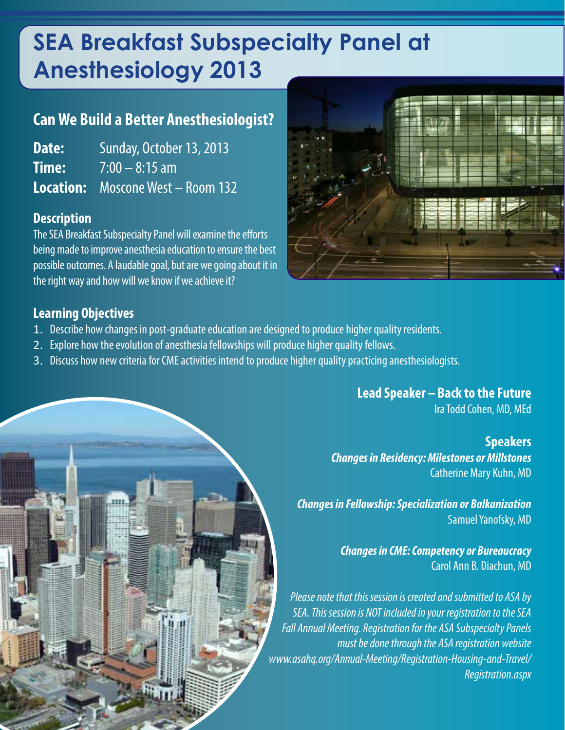# SEA Breakfast Subspecialty Panel at Anesthesiology 2013

## Can We Build a Better Anesthesiologist?

**Date:** Sunday, October 13, 2013
**Time:** 7:00 – 8:15 am
**Location:** Moscone West – Room 132

### Description

The SEA Breakfast Subspecialty Panel will examine the efforts being made to improve anesthesia education to ensure the best possible outcomes. A laudable goal, but are we going about it in the right way and how will we know if we achieve it?

### Learning Objectives

1. Describe how changes in post-graduate education are designed to produce higher quality residents.
2. Explore how the evolution of anesthesia fellowships will produce higher quality fellows.
3. Discuss how new criteria for CME activities intend to produce higher quality practicing anesthesiologists.

**Lead Speaker – Back to the Future**
Ira Todd Cohen, MD, MEd

**Speakers**

***Changes in Residency: Milestones or Millstones***
Catherine Mary Kuhn, MD

***Changes in Fellowship: Specialization or Balkanization***
Samuel Yanofsky, MD

***Changes in CME: Competency or Bureaucracy***
Carol Ann B. Diachun, MD

*Please note that this session is created and submitted to ASA by SEA. This session is NOT included in your registration to the SEA Fall Annual Meeting. Registration for the ASA Subspecialty Panels must be done through the ASA registration website www.asahq.org/Annual-Meeting/Registration-Housing-and-Travel/Registration.aspx*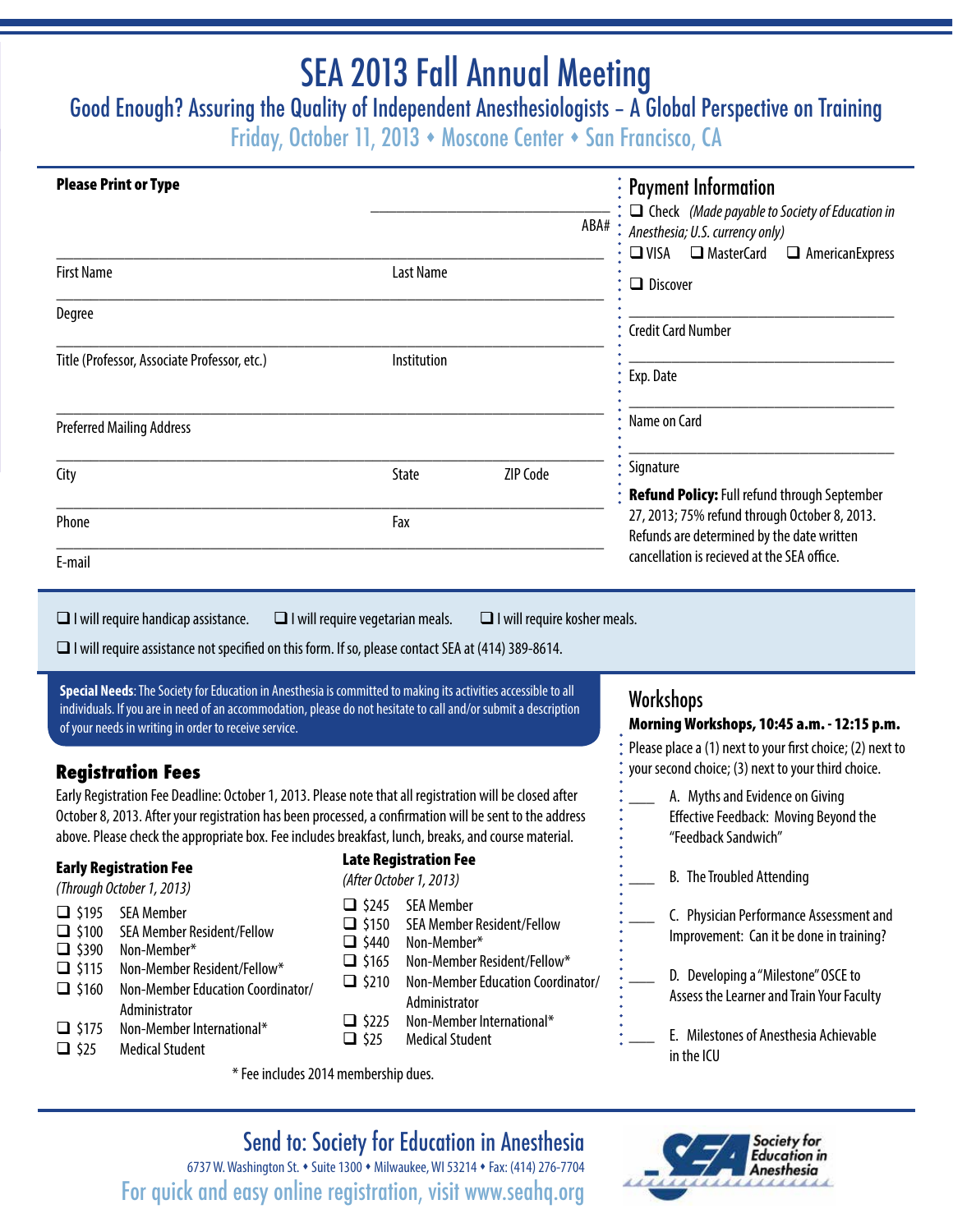# SEA 2013 Fall Annual Meeting

## Good Enough? Assuring the Quality of Independent Anesthesiologists – A Global Perspective on Training

### Friday, October 11, 2013 ♦ Moscone Center ♦ San Francisco, CA

**Please Print or Type**

ABA#

First Name | Last Name

Degree

Title (Professor, Associate Professor, etc.) | Institution

Preferred Mailing Address

City | State | ZIP Code

Phone | Fax

E-mail

## Payment Information

❑ Check *(Made payable to Society of Education in Anesthesia; U.S. currency only)*

❑ VISA ❑ MasterCard ❑ AmericanExpress ❑ Discover

Credit Card Number

Exp. Date

Name on Card

Signature

**Refund Policy:** Full refund through September 27, 2013; 75% refund through October 8, 2013. Refunds are determined by the date written cancellation is recieved at the SEA office.

❑ I will require handicap assistance. ❑ I will require vegetarian meals. ❑ I will require kosher meals.

❑ I will require assistance not specified on this form. If so, please contact SEA at (414) 389-8614.

**Special Needs**: The Society for Education in Anesthesia is committed to making its activities accessible to all individuals. If you are in need of an accommodation, please do not hesitate to call and/or submit a description of your needs in writing in order to receive service.

## Registration Fees

Early Registration Fee Deadline: October 1, 2013. Please note that all registration will be closed after October 8, 2013. After your registration has been processed, a confirmation will be sent to the address above. Please check the appropriate box. Fee includes breakfast, lunch, breaks, and course material.

**Early Registration Fee**
*(Through October 1, 2013)*

- ❑ $195 SEA Member
- ❑ $100 SEA Member Resident/Fellow
- ❑ $390 Non-Member*
- ❑ $115 Non-Member Resident/Fellow*
- ❑ $160 Non-Member Education Coordinator/Administrator
- ❑ $175 Non-Member International*
- ❑ $25 Medical Student

**Late Registration Fee**
*(After October 1, 2013)*

- ❑ $245 SEA Member
- ❑ $150 SEA Member Resident/Fellow
- ❑ $440 Non-Member*
- ❑ $165 Non-Member Resident/Fellow*
- ❑ $210 Non-Member Education Coordinator/Administrator
- ❑ $225 Non-Member International*
- ❑ $25 Medical Student

* Fee includes 2014 membership dues.

## Workshops

**Morning Workshops, 10:45 a.m. - 12:15 p.m.**

Please place a (1) next to your first choice; (2) next to your second choice; (3) next to your third choice.

- ____ A. Myths and Evidence on Giving Effective Feedback: Moving Beyond the "Feedback Sandwich"
- ____ B. The Troubled Attending
- ____ C. Physician Performance Assessment and Improvement: Can it be done in training?
- ____ D. Developing a "Milestone" OSCE to Assess the Learner and Train Your Faculty
- ____ E. Milestones of Anesthesia Achievable in the ICU

## Send to: Society for Education in Anesthesia

6737 W. Washington St. ♦ Suite 1300 ♦ Milwaukee, WI 53214 ♦ Fax: (414) 276-7704

For quick and easy online registration, visit www.seahq.org

SEA Society for Education in Anesthesia